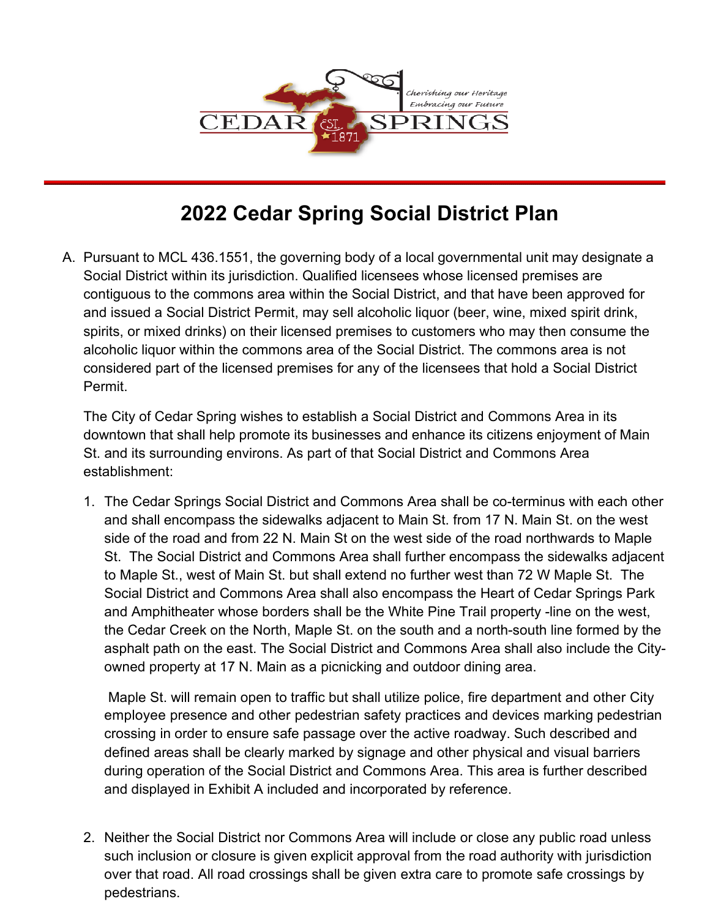# 2022 Cedar Spring Social District Plan

A. Pursuant to MCL 436.1551, the governing body of a local governmental unit may designate a Social District within its jurisdiction. Qualified licensees whose licensed premises are contiguous to the commons area within the Social District, and that have been approved for and issued a Social District Permit, may sell alcoholic liquor (beer, wine, mixed spirit drink, spirits, or mixed drinks) on their licensed premises to customers who may then consume the alcoholic liquor within the commons area of the Social District. The commons area is not considered part of the licensed premises for any of the licensees that hold a Social District Permit.

   The City of Cedar Spring wishes to establish a Social District and Commons Area in its downtown that shall help promote its businesses and enhance its citizens enjoyment of Main St. and its surrounding environs. As part of that Social District and Commons Area establishment:

   1. The Cedar Springs Social District and Commons Area shall be co-terminus with each other and shall encompass the sidewalks adjacent to Main St. from 17 N. Main St. on the west side of the road and from 22 N. Main St on the west side of the road northwards to Maple St. The Social District and Commons Area shall further encompass the sidewalks adjacent to Maple St., west of Main St. but shall extend no further west than 72 W Maple St. The Social District and Commons Area shall also encompass the Heart of Cedar Springs Park and Amphitheater whose borders shall be the White Pine Trail property -line on the west, the Cedar Creek on the North, Maple St. on the south and a north-south line formed by the asphalt path on the east. The Social District and Commons Area shall also include the City-owned property at 17 N. Main as a picnicking and outdoor dining area.

      Maple St. will remain open to traffic but shall utilize police, fire department and other City employee presence and other pedestrian safety practices and devices marking pedestrian crossing in order to ensure safe passage over the active roadway. Such described and defined areas shall be clearly marked by signage and other physical and visual barriers during operation of the Social District and Commons Area. This area is further described and displayed in Exhibit A included and incorporated by reference.

   2. Neither the Social District nor Commons Area will include or close any public road unless such inclusion or closure is given explicit approval from the road authority with jurisdiction over that road. All road crossings shall be given extra care to promote safe crossings by pedestrians.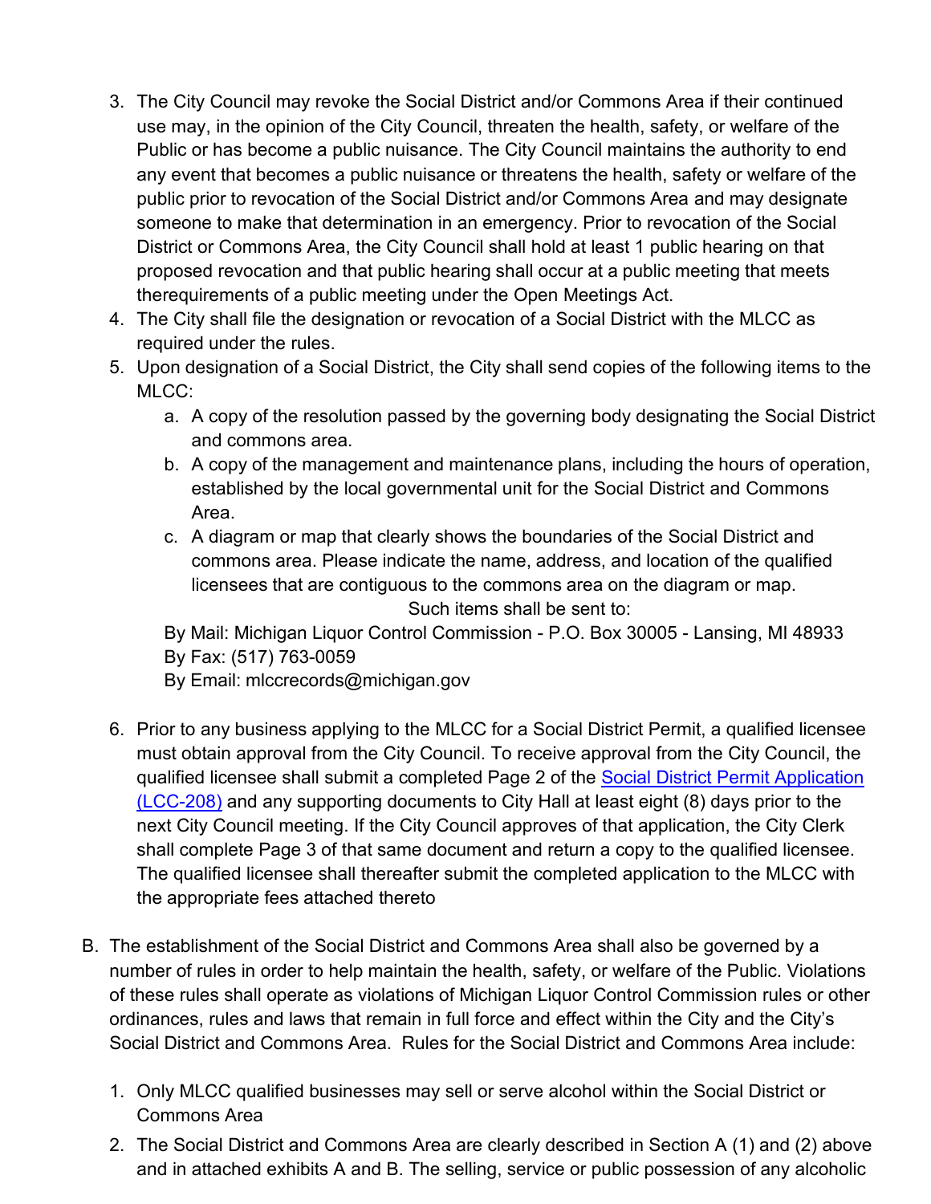3. The City Council may revoke the Social District and/or Commons Area if their continued use may, in the opinion of the City Council, threaten the health, safety, or welfare of the Public or has become a public nuisance. The City Council maintains the authority to end any event that becomes a public nuisance or threatens the health, safety or welfare of the public prior to revocation of the Social District and/or Commons Area and may designate someone to make that determination in an emergency. Prior to revocation of the Social District or Commons Area, the City Council shall hold at least 1 public hearing on that proposed revocation and that public hearing shall occur at a public meeting that meets therequirements of a public meeting under the Open Meetings Act.
4. The City shall file the designation or revocation of a Social District with the MLCC as required under the rules.
5. Upon designation of a Social District, the City shall send copies of the following items to the MLCC:
    a. A copy of the resolution passed by the governing body designating the Social District and commons area.
    b. A copy of the management and maintenance plans, including the hours of operation, established by the local governmental unit for the Social District and Commons Area.
    c. A diagram or map that clearly shows the boundaries of the Social District and commons area. Please indicate the name, address, and location of the qualified licensees that are contiguous to the commons area on the diagram or map.

    Such items shall be sent to:

    By Mail: Michigan Liquor Control Commission - P.O. Box 30005 - Lansing, MI 48933
    By Fax: (517) 763-0059
    By Email: mlccrecords@michigan.gov

6. Prior to any business applying to the MLCC for a Social District Permit, a qualified licensee must obtain approval from the City Council. To receive approval from the City Council, the qualified licensee shall submit a completed Page 2 of the [Social District Permit Application (LCC-208)] and any supporting documents to City Hall at least eight (8) days prior to the next City Council meeting. If the City Council approves of that application, the City Clerk shall complete Page 3 of that same document and return a copy to the qualified licensee. The qualified licensee shall thereafter submit the completed application to the MLCC with the appropriate fees attached thereto

B. The establishment of the Social District and Commons Area shall also be governed by a number of rules in order to help maintain the health, safety, or welfare of the Public. Violations of these rules shall operate as violations of Michigan Liquor Control Commission rules or other ordinances, rules and laws that remain in full force and effect within the City and the City's Social District and Commons Area. Rules for the Social District and Commons Area include:

1. Only MLCC qualified businesses may sell or serve alcohol within the Social District or Commons Area
2. The Social District and Commons Area are clearly described in Section A (1) and (2) above and in attached exhibits A and B. The selling, service or public possession of any alcoholic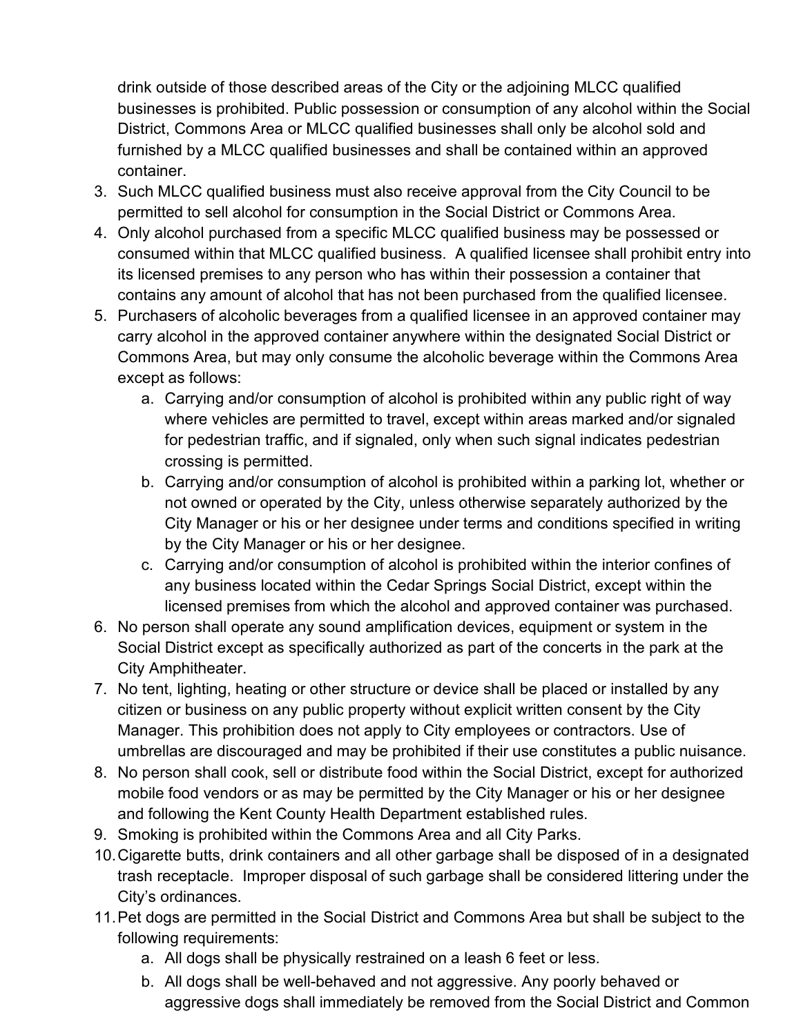drink outside of those described areas of the City or the adjoining MLCC qualified businesses is prohibited. Public possession or consumption of any alcohol within the Social District, Commons Area or MLCC qualified businesses shall only be alcohol sold and furnished by a MLCC qualified businesses and shall be contained within an approved container.

3. Such MLCC qualified business must also receive approval from the City Council to be permitted to sell alcohol for consumption in the Social District or Commons Area.
4. Only alcohol purchased from a specific MLCC qualified business may be possessed or consumed within that MLCC qualified business. A qualified licensee shall prohibit entry into its licensed premises to any person who has within their possession a container that contains any amount of alcohol that has not been purchased from the qualified licensee.
5. Purchasers of alcoholic beverages from a qualified licensee in an approved container may carry alcohol in the approved container anywhere within the designated Social District or Commons Area, but may only consume the alcoholic beverage within the Commons Area except as follows:
   a. Carrying and/or consumption of alcohol is prohibited within any public right of way where vehicles are permitted to travel, except within areas marked and/or signaled for pedestrian traffic, and if signaled, only when such signal indicates pedestrian crossing is permitted.
   b. Carrying and/or consumption of alcohol is prohibited within a parking lot, whether or not owned or operated by the City, unless otherwise separately authorized by the City Manager or his or her designee under terms and conditions specified in writing by the City Manager or his or her designee.
   c. Carrying and/or consumption of alcohol is prohibited within the interior confines of any business located within the Cedar Springs Social District, except within the licensed premises from which the alcohol and approved container was purchased.
6. No person shall operate any sound amplification devices, equipment or system in the Social District except as specifically authorized as part of the concerts in the park at the City Amphitheater.
7. No tent, lighting, heating or other structure or device shall be placed or installed by any citizen or business on any public property without explicit written consent by the City Manager. This prohibition does not apply to City employees or contractors. Use of umbrellas are discouraged and may be prohibited if their use constitutes a public nuisance.
8. No person shall cook, sell or distribute food within the Social District, except for authorized mobile food vendors or as may be permitted by the City Manager or his or her designee and following the Kent County Health Department established rules.
9. Smoking is prohibited within the Commons Area and all City Parks.
10. Cigarette butts, drink containers and all other garbage shall be disposed of in a designated trash receptacle. Improper disposal of such garbage shall be considered littering under the City's ordinances.
11. Pet dogs are permitted in the Social District and Commons Area but shall be subject to the following requirements:
    a. All dogs shall be physically restrained on a leash 6 feet or less.
    b. All dogs shall be well-behaved and not aggressive. Any poorly behaved or aggressive dogs shall immediately be removed from the Social District and Common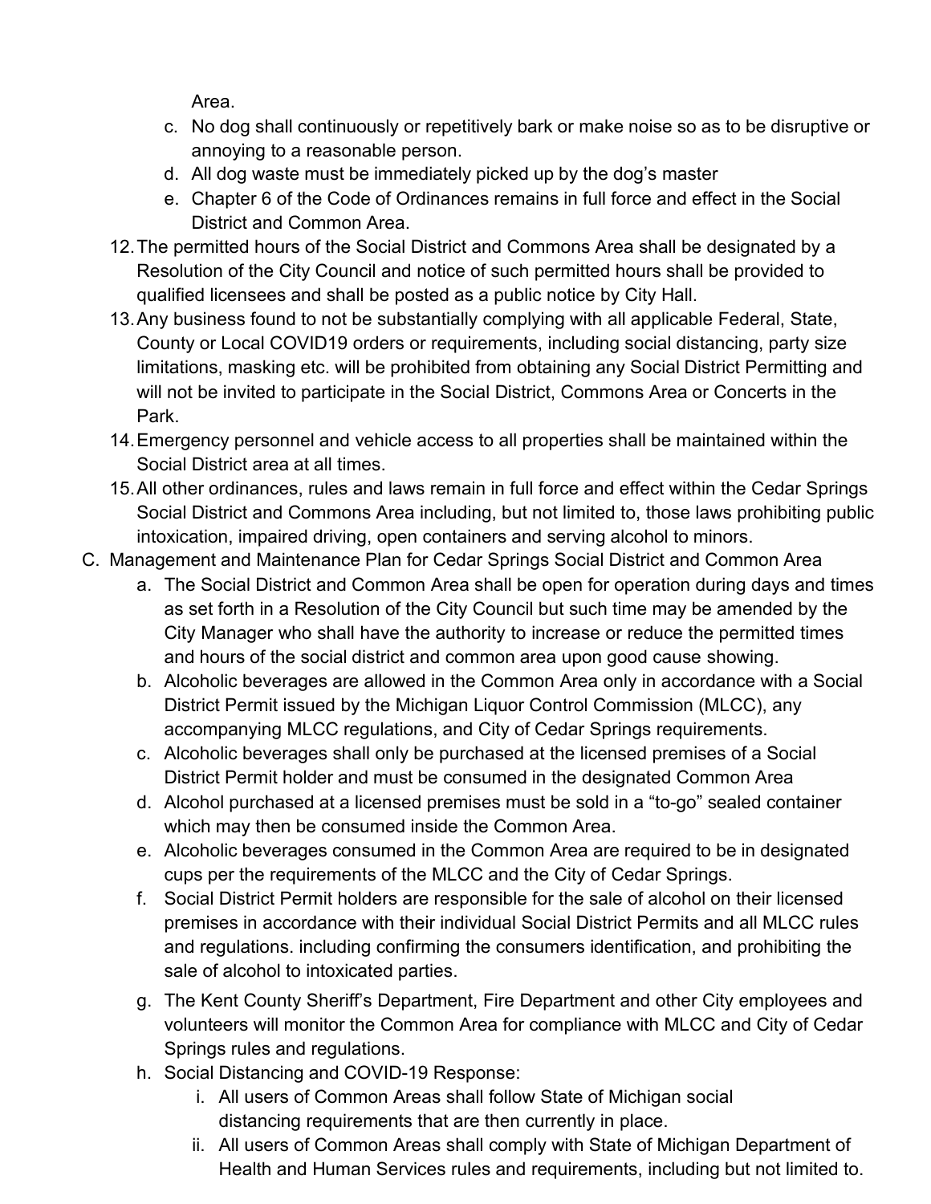Area.

   c. No dog shall continuously or repetitively bark or make noise so as to be disruptive or annoying to a reasonable person.
   d. All dog waste must be immediately picked up by the dog's master
   e. Chapter 6 of the Code of Ordinances remains in full force and effect in the Social District and Common Area.

12. The permitted hours of the Social District and Commons Area shall be designated by a Resolution of the City Council and notice of such permitted hours shall be provided to qualified licensees and shall be posted as a public notice by City Hall.
13. Any business found to not be substantially complying with all applicable Federal, State, County or Local COVID19 orders or requirements, including social distancing, party size limitations, masking etc. will be prohibited from obtaining any Social District Permitting and will not be invited to participate in the Social District, Commons Area or Concerts in the Park.
14. Emergency personnel and vehicle access to all properties shall be maintained within the Social District area at all times.
15. All other ordinances, rules and laws remain in full force and effect within the Cedar Springs Social District and Commons Area including, but not limited to, those laws prohibiting public intoxication, impaired driving, open containers and serving alcohol to minors.

C. Management and Maintenance Plan for Cedar Springs Social District and Common Area

   a. The Social District and Common Area shall be open for operation during days and times as set forth in a Resolution of the City Council but such time may be amended by the City Manager who shall have the authority to increase or reduce the permitted times and hours of the social district and common area upon good cause showing.
   b. Alcoholic beverages are allowed in the Common Area only in accordance with a Social District Permit issued by the Michigan Liquor Control Commission (MLCC), any accompanying MLCC regulations, and City of Cedar Springs requirements.
   c. Alcoholic beverages shall only be purchased at the licensed premises of a Social District Permit holder and must be consumed in the designated Common Area
   d. Alcohol purchased at a licensed premises must be sold in a "to-go" sealed container which may then be consumed inside the Common Area.
   e. Alcoholic beverages consumed in the Common Area are required to be in designated cups per the requirements of the MLCC and the City of Cedar Springs.
   f. Social District Permit holders are responsible for the sale of alcohol on their licensed premises in accordance with their individual Social District Permits and all MLCC rules and regulations. including confirming the consumers identification, and prohibiting the sale of alcohol to intoxicated parties.
   g. The Kent County Sheriff's Department, Fire Department and other City employees and volunteers will monitor the Common Area for compliance with MLCC and City of Cedar Springs rules and regulations.
   h. Social Distancing and COVID-19 Response:
      i. All users of Common Areas shall follow State of Michigan social distancing requirements that are then currently in place.
      ii. All users of Common Areas shall comply with State of Michigan Department of Health and Human Services rules and requirements, including but not limited to.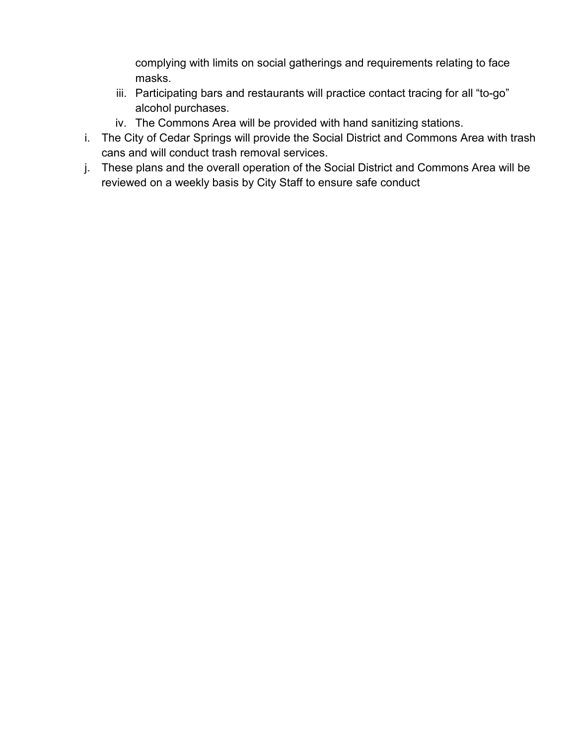complying with limits on social gatherings and requirements relating to face masks.

iii. Participating bars and restaurants will practice contact tracing for all "to-go" alcohol purchases.

iv. The Commons Area will be provided with hand sanitizing stations.

i. The City of Cedar Springs will provide the Social District and Commons Area with trash cans and will conduct trash removal services.

j. These plans and the overall operation of the Social District and Commons Area will be reviewed on a weekly basis by City Staff to ensure safe conduct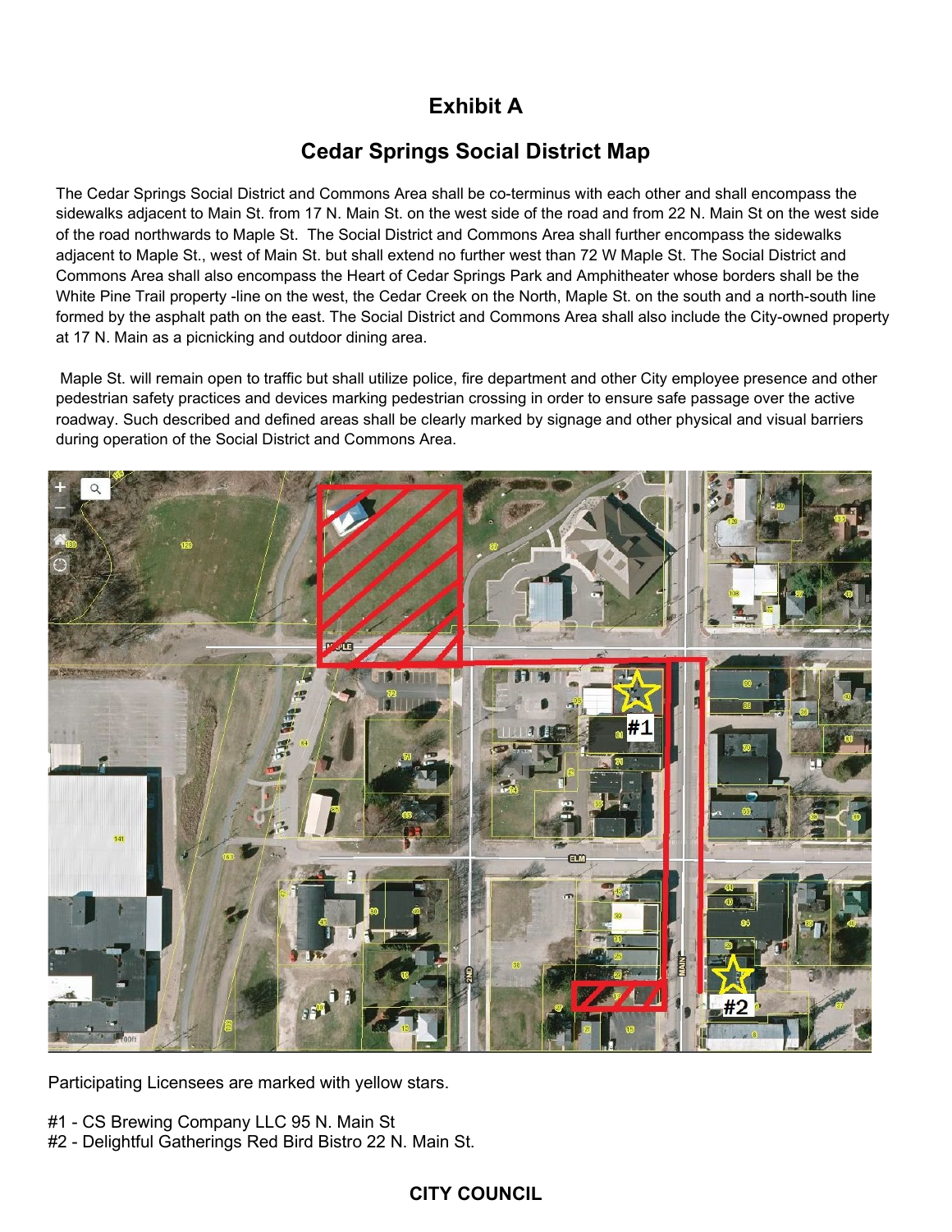# Exhibit A

## Cedar Springs Social District Map

The Cedar Springs Social District and Commons Area shall be co-terminus with each other and shall encompass the sidewalks adjacent to Main St. from 17 N. Main St. on the west side of the road and from 22 N. Main St on the west side of the road northwards to Maple St. The Social District and Commons Area shall further encompass the sidewalks adjacent to Maple St., west of Main St. but shall extend no further west than 72 W Maple St. The Social District and Commons Area shall also encompass the Heart of Cedar Springs Park and Amphitheater whose borders shall be the White Pine Trail property -line on the west, the Cedar Creek on the North, Maple St. on the south and a north-south line formed by the asphalt path on the east. The Social District and Commons Area shall also include the City-owned property at 17 N. Main as a picnicking and outdoor dining area.

Maple St. will remain open to traffic but shall utilize police, fire department and other City employee presence and other pedestrian safety practices and devices marking pedestrian crossing in order to ensure safe passage over the active roadway. Such described and defined areas shall be clearly marked by signage and other physical and visual barriers during operation of the Social District and Commons Area.

Participating Licensees are marked with yellow stars.

#1 - CS Brewing Company LLC 95 N. Main St
#2 - Delightful Gatherings Red Bird Bistro 22 N. Main St.

**CITY COUNCIL**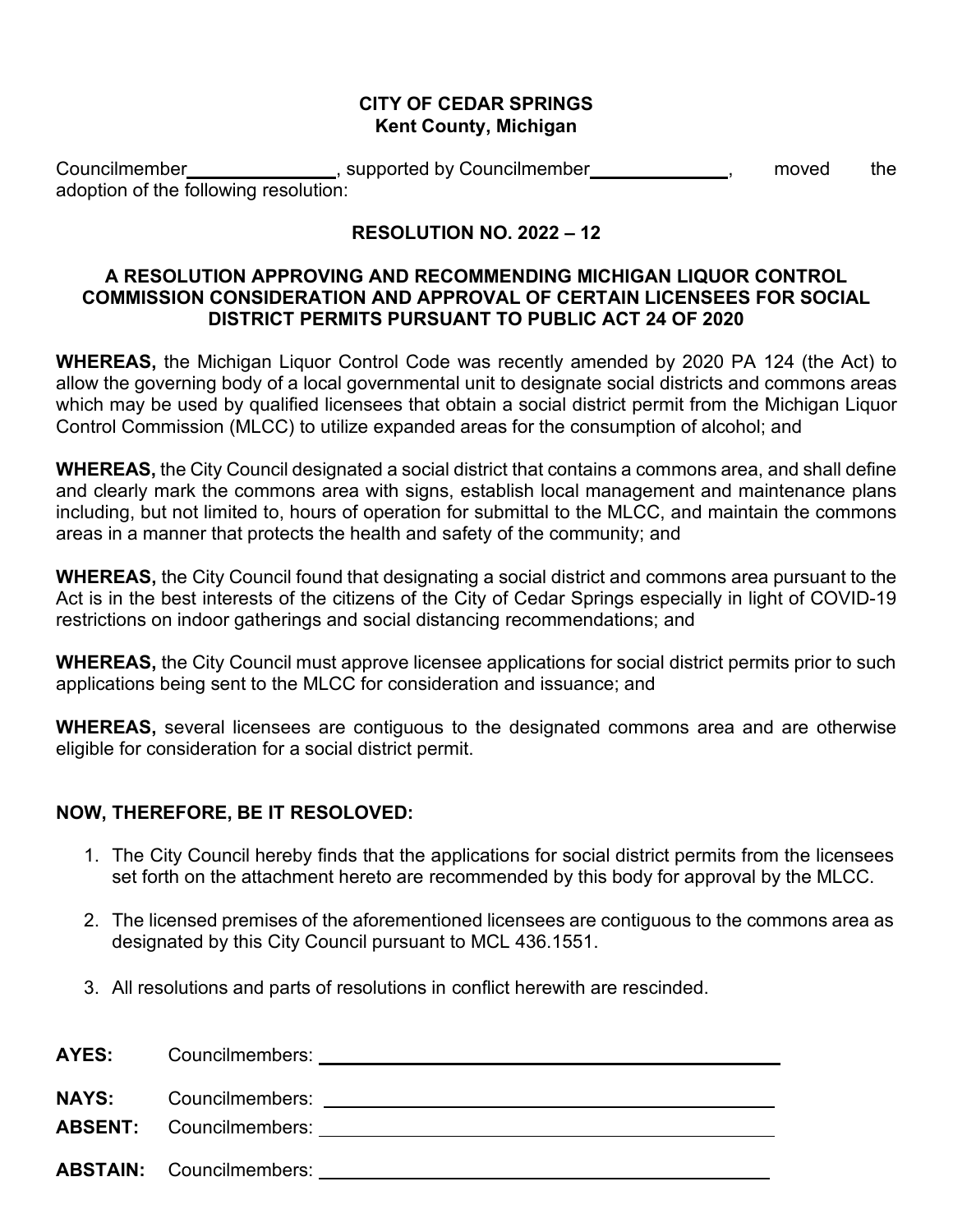**CITY OF CEDAR SPRINGS**
**Kent County, Michigan**

Councilmember_______________, supported by Councilmember______________, moved the adoption of the following resolution:

**RESOLUTION NO. 2022 – 12**

**A RESOLUTION APPROVING AND RECOMMENDING MICHIGAN LIQUOR CONTROL COMMISSION CONSIDERATION AND APPROVAL OF CERTAIN LICENSEES FOR SOCIAL DISTRICT PERMITS PURSUANT TO PUBLIC ACT 24 OF 2020**

**WHEREAS,** the Michigan Liquor Control Code was recently amended by 2020 PA 124 (the Act) to allow the governing body of a local governmental unit to designate social districts and commons areas which may be used by qualified licensees that obtain a social district permit from the Michigan Liquor Control Commission (MLCC) to utilize expanded areas for the consumption of alcohol; and

**WHEREAS,** the City Council designated a social district that contains a commons area, and shall define and clearly mark the commons area with signs, establish local management and maintenance plans including, but not limited to, hours of operation for submittal to the MLCC, and maintain the commons areas in a manner that protects the health and safety of the community; and

**WHEREAS,** the City Council found that designating a social district and commons area pursuant to the Act is in the best interests of the citizens of the City of Cedar Springs especially in light of COVID-19 restrictions on indoor gatherings and social distancing recommendations; and

**WHEREAS,** the City Council must approve licensee applications for social district permits prior to such applications being sent to the MLCC for consideration and issuance; and

**WHEREAS,** several licensees are contiguous to the designated commons area and are otherwise eligible for consideration for a social district permit.

**NOW, THEREFORE, BE IT RESOLOVED:**

1. The City Council hereby finds that the applications for social district permits from the licensees set forth on the attachment hereto are recommended by this body for approval by the MLCC.

2. The licensed premises of the aforementioned licensees are contiguous to the commons area as designated by this City Council pursuant to MCL 436.1551.

3. All resolutions and parts of resolutions in conflict herewith are rescinded.

**AYES:** Councilmembers: ______________________________

**NAYS:** Councilmembers: ______________________________

**ABSENT:** Councilmembers: ______________________________

**ABSTAIN:** Councilmembers: ______________________________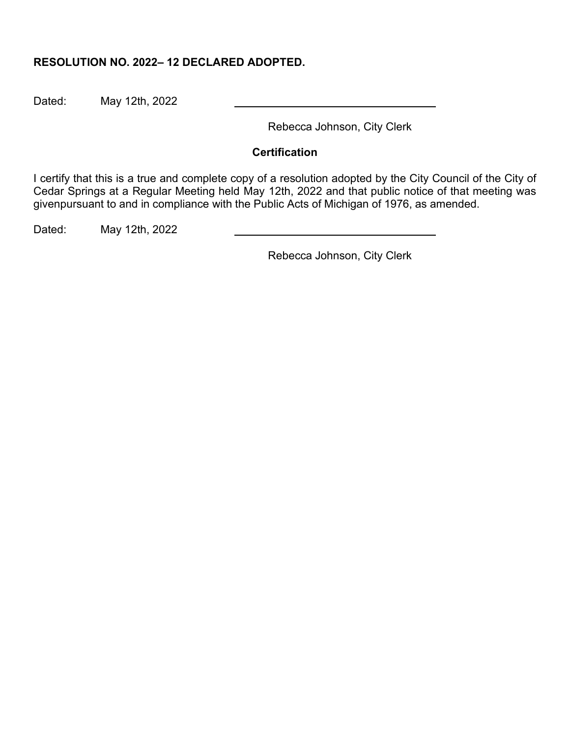**RESOLUTION NO. 2022– 12 DECLARED ADOPTED.**

Dated: May 12th, 2022 \_\_\_\_\_\_\_\_\_\_\_\_\_\_\_\_\_\_\_\_\_\_\_\_\_\_\_\_\_\_\_\_\_\_

Rebecca Johnson, City Clerk

**Certification**

I certify that this is a true and complete copy of a resolution adopted by the City Council of the City of Cedar Springs at a Regular Meeting held May 12th, 2022 and that public notice of that meeting was givenpursuant to and in compliance with the Public Acts of Michigan of 1976, as amended.

Dated: May 12th, 2022 \_\_\_\_\_\_\_\_\_\_\_\_\_\_\_\_\_\_\_\_\_\_\_\_\_\_\_\_\_\_\_\_\_\_

Rebecca Johnson, City Clerk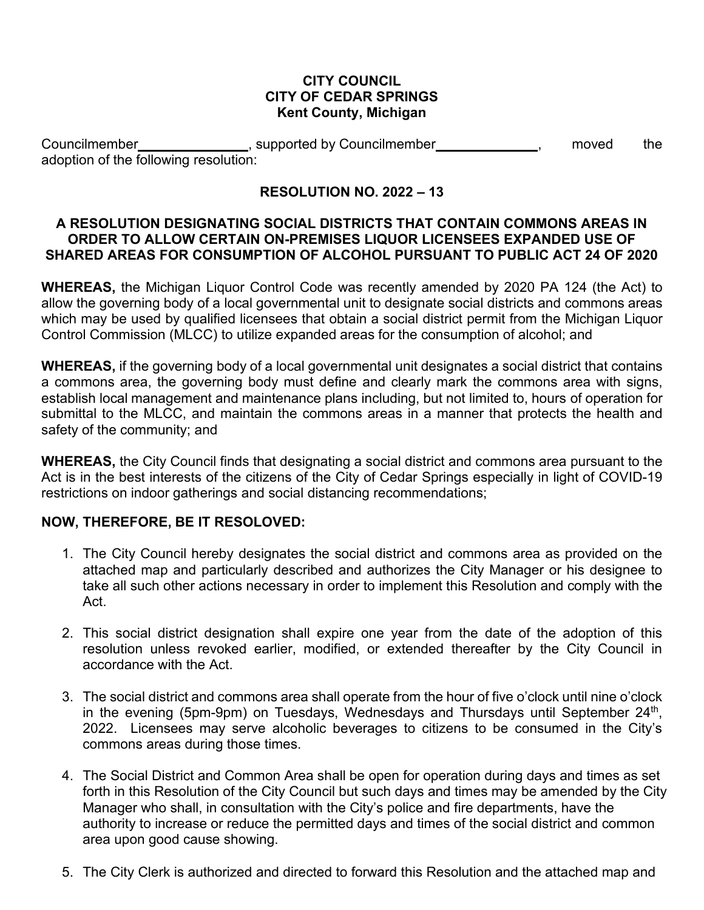**CITY COUNCIL**
**CITY OF CEDAR SPRINGS**
**Kent County, Michigan**

Councilmember\_\_\_\_\_\_\_\_\_\_\_\_\_\_\_, supported by Councilmember\_\_\_\_\_\_\_\_\_\_\_\_\_\_, moved the adoption of the following resolution:

**RESOLUTION NO. 2022 – 13**

**A RESOLUTION DESIGNATING SOCIAL DISTRICTS THAT CONTAIN COMMONS AREAS IN ORDER TO ALLOW CERTAIN ON-PREMISES LIQUOR LICENSEES EXPANDED USE OF SHARED AREAS FOR CONSUMPTION OF ALCOHOL PURSUANT TO PUBLIC ACT 24 OF 2020**

**WHEREAS,** the Michigan Liquor Control Code was recently amended by 2020 PA 124 (the Act) to allow the governing body of a local governmental unit to designate social districts and commons areas which may be used by qualified licensees that obtain a social district permit from the Michigan Liquor Control Commission (MLCC) to utilize expanded areas for the consumption of alcohol; and

**WHEREAS,** if the governing body of a local governmental unit designates a social district that contains a commons area, the governing body must define and clearly mark the commons area with signs, establish local management and maintenance plans including, but not limited to, hours of operation for submittal to the MLCC, and maintain the commons areas in a manner that protects the health and safety of the community; and

**WHEREAS,** the City Council finds that designating a social district and commons area pursuant to the Act is in the best interests of the citizens of the City of Cedar Springs especially in light of COVID-19 restrictions on indoor gatherings and social distancing recommendations;

**NOW, THEREFORE, BE IT RESOLOVED:**

1. The City Council hereby designates the social district and commons area as provided on the attached map and particularly described and authorizes the City Manager or his designee to take all such other actions necessary in order to implement this Resolution and comply with the Act.

2. This social district designation shall expire one year from the date of the adoption of this resolution unless revoked earlier, modified, or extended thereafter by the City Council in accordance with the Act.

3. The social district and commons area shall operate from the hour of five o'clock until nine o'clock in the evening (5pm-9pm) on Tuesdays, Wednesdays and Thursdays until September 24th, 2022. Licensees may serve alcoholic beverages to citizens to be consumed in the City's commons areas during those times.

4. The Social District and Common Area shall be open for operation during days and times as set forth in this Resolution of the City Council but such days and times may be amended by the City Manager who shall, in consultation with the City's police and fire departments, have the authority to increase or reduce the permitted days and times of the social district and common area upon good cause showing.

5. The City Clerk is authorized and directed to forward this Resolution and the attached map and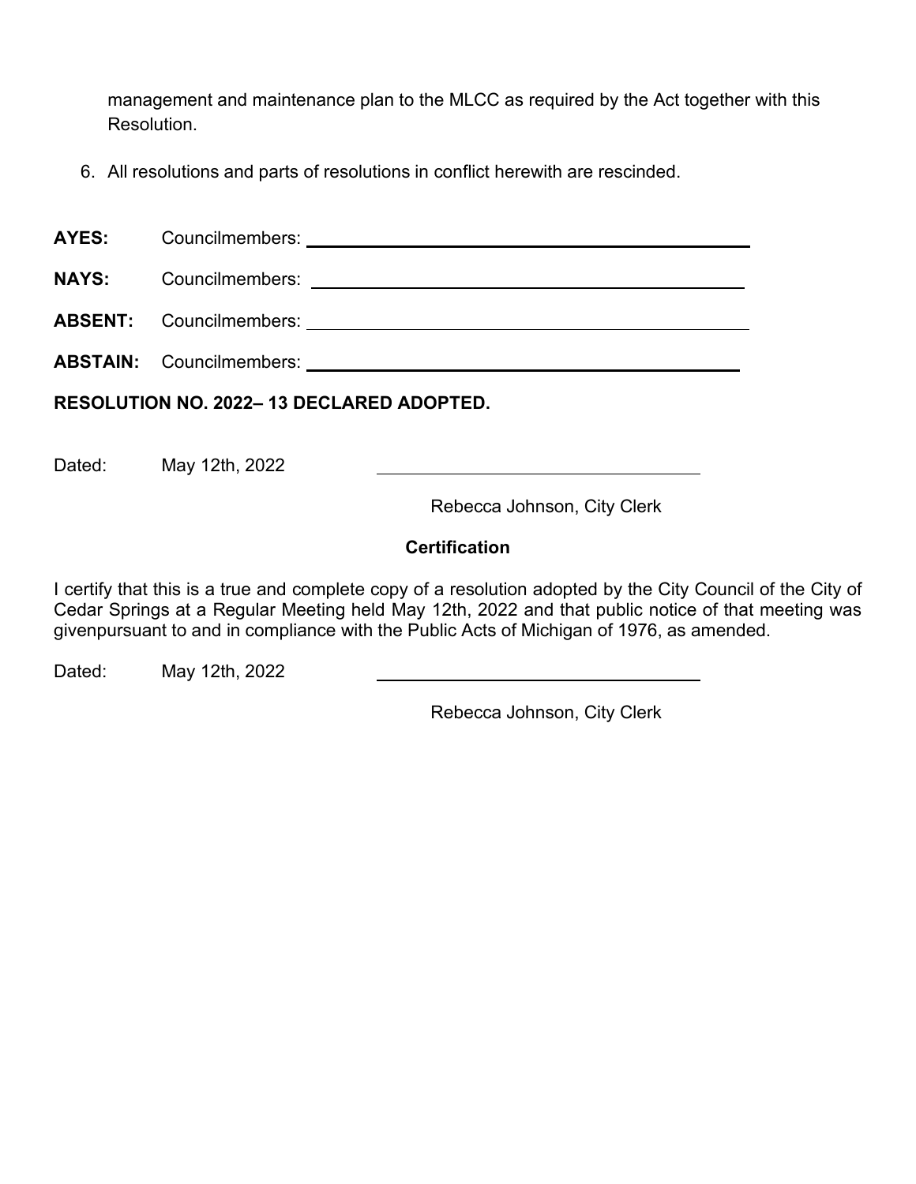management and maintenance plan to the MLCC as required by the Act together with this Resolution.

6. All resolutions and parts of resolutions in conflict herewith are rescinded.

**AYES:** Councilmembers: ______________________________

**NAYS:** Councilmembers: ______________________________

**ABSENT:** Councilmembers: ______________________________

**ABSTAIN:** Councilmembers: ______________________________

**RESOLUTION NO. 2022– 13 DECLARED ADOPTED.**

Dated: May 12th, 2022 ______________________________

Rebecca Johnson, City Clerk

**Certification**

I certify that this is a true and complete copy of a resolution adopted by the City Council of the City of Cedar Springs at a Regular Meeting held May 12th, 2022 and that public notice of that meeting was givenpursuant to and in compliance with the Public Acts of Michigan of 1976, as amended.

Dated: May 12th, 2022 ______________________________

Rebecca Johnson, City Clerk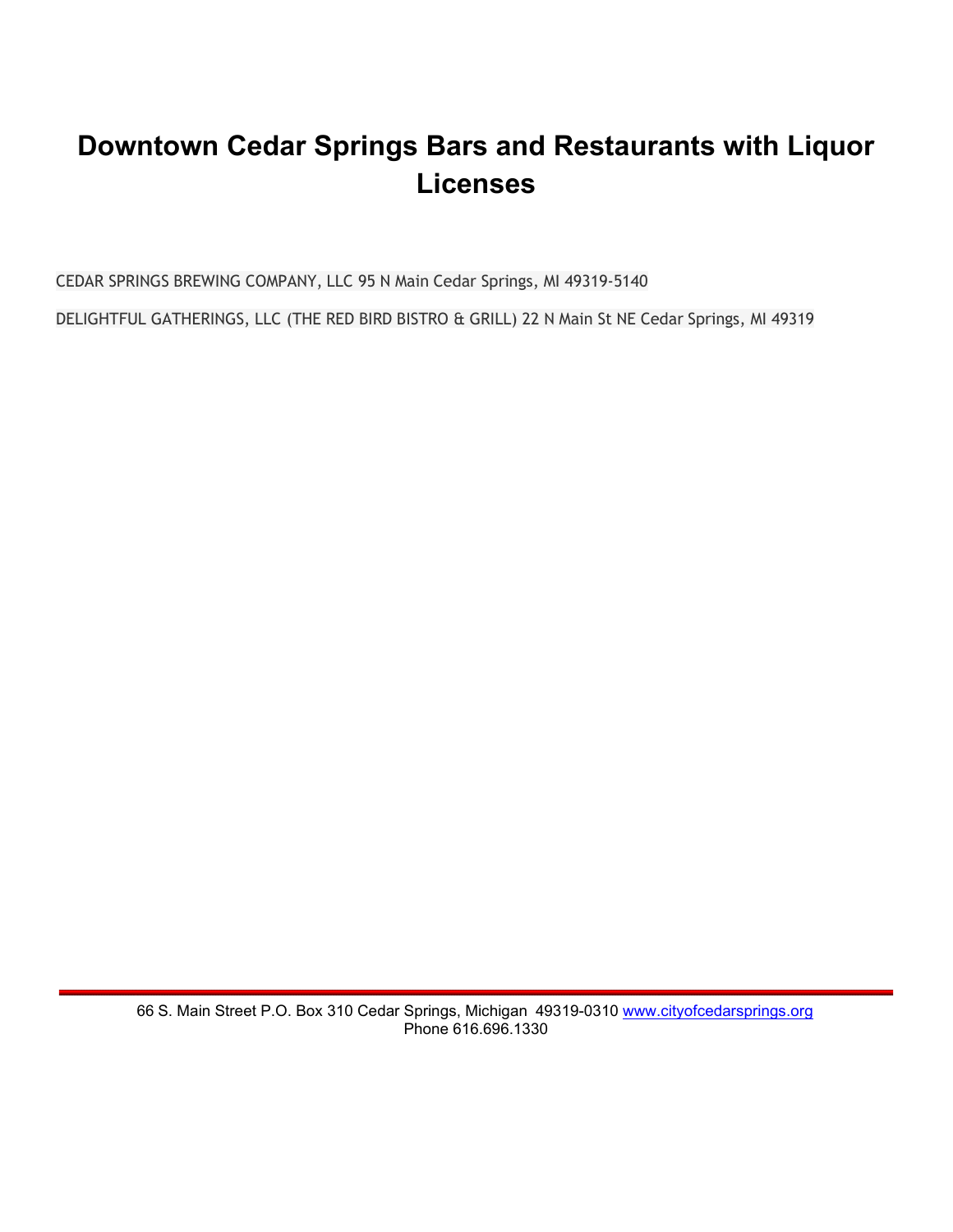# Downtown Cedar Springs Bars and Restaurants with Liquor Licenses

CEDAR SPRINGS BREWING COMPANY, LLC 95 N Main Cedar Springs, MI 49319-5140

DELIGHTFUL GATHERINGS, LLC (THE RED BIRD BISTRO & GRILL) 22 N Main St NE Cedar Springs, MI 49319

66 S. Main Street P.O. Box 310 Cedar Springs, Michigan 49319-0310 www.cityofcedarsprings.org
Phone 616.696.1330